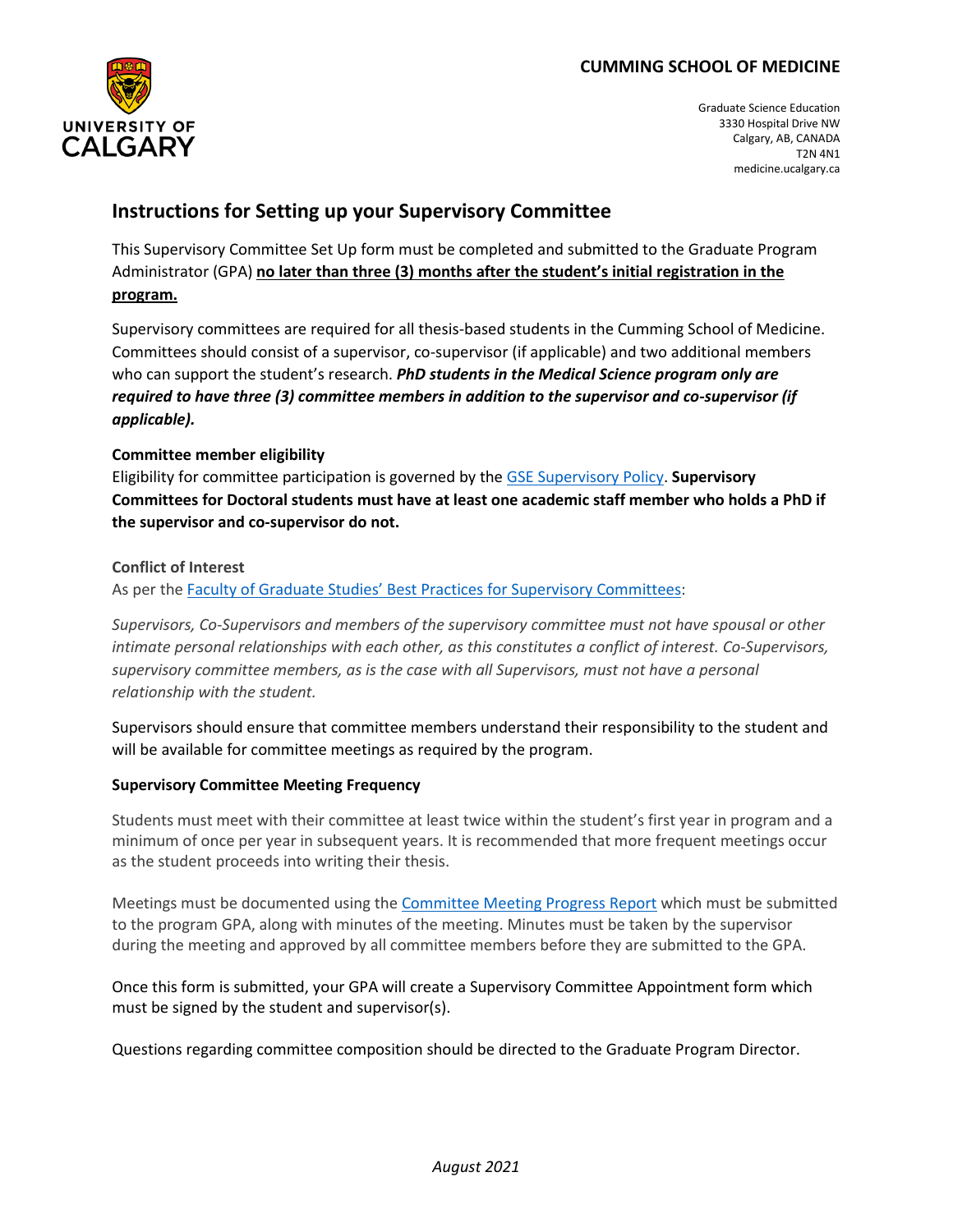**CUMMING SCHOOL OF MEDICINE**

Graduate Science Education
3330 Hospital Drive NW
Calgary, AB, CANADA
T2N 4N1
medicine.ucalgary.ca

# Instructions for Setting up your Supervisory Committee

This Supervisory Committee Set Up form must be completed and submitted to the Graduate Program Administrator (GPA) **no later than three (3) months after the student's initial registration in the program.**

Supervisory committees are required for all thesis-based students in the Cumming School of Medicine. Committees should consist of a supervisor, co-supervisor (if applicable) and two additional members who can support the student's research. ***PhD students in the Medical Science program only are required to have three (3) committee members in addition to the supervisor and co-supervisor (if applicable).***

**Committee member eligibility**

Eligibility for committee participation is governed by the GSE Supervisory Policy. **Supervisory Committees for Doctoral students must have at least one academic staff member who holds a PhD if the supervisor and co-supervisor do not.**

**Conflict of Interest**

As per the Faculty of Graduate Studies' Best Practices for Supervisory Committees:

*Supervisors, Co-Supervisors and members of the supervisory committee must not have spousal or other intimate personal relationships with each other, as this constitutes a conflict of interest. Co-Supervisors, supervisory committee members, as is the case with all Supervisors, must not have a personal relationship with the student.*

Supervisors should ensure that committee members understand their responsibility to the student and will be available for committee meetings as required by the program.

**Supervisory Committee Meeting Frequency**

Students must meet with their committee at least twice within the student's first year in program and a minimum of once per year in subsequent years. It is recommended that more frequent meetings occur as the student proceeds into writing their thesis.

Meetings must be documented using the Committee Meeting Progress Report which must be submitted to the program GPA, along with minutes of the meeting. Minutes must be taken by the supervisor during the meeting and approved by all committee members before they are submitted to the GPA.

Once this form is submitted, your GPA will create a Supervisory Committee Appointment form which must be signed by the student and supervisor(s).

Questions regarding committee composition should be directed to the Graduate Program Director.

*August 2021*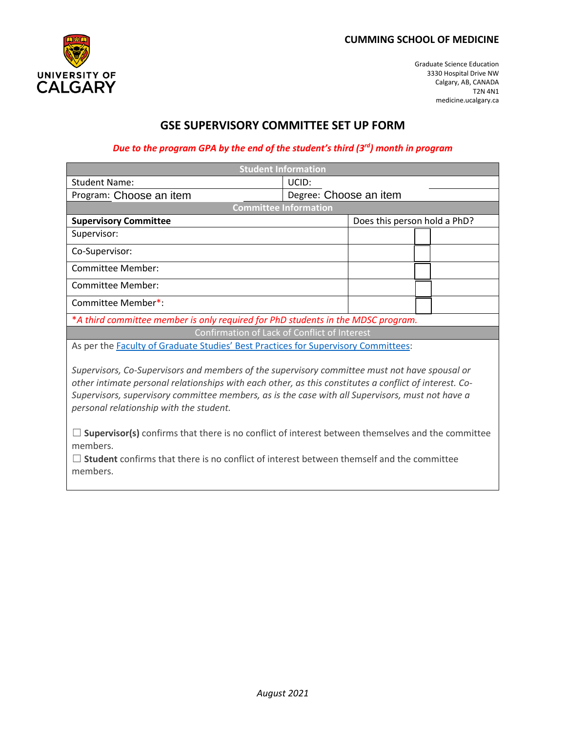CUMMING SCHOOL OF MEDICINE

Graduate Science Education
3330 Hospital Drive NW
Calgary, AB, CANADA
T2N 4N1
medicine.ucalgary.ca

# GSE SUPERVISORY COMMITTEE SET UP FORM

***Due to the program GPA by the end of the student's third (3rd) month in program***

| Student Information | |
|---|---|
| Student Name: | UCID: |
| Program: Choose an item | Degree: Choose an item |

| Committee Information | |
|---|---|
| **Supervisory Committee** | Does this person hold a PhD? |
| Supervisor: | ☐ |
| Co-Supervisor: | ☐ |
| Committee Member: | ☐ |
| Committee Member: | ☐ |
| Committee Member*: | ☐ |

**A third committee member is only required for PhD students in the MDSC program.*

## Confirmation of Lack of Conflict of Interest

As per the Faculty of Graduate Studies' Best Practices for Supervisory Committees:

*Supervisors, Co-Supervisors and members of the supervisory committee must not have spousal or other intimate personal relationships with each other, as this constitutes a conflict of interest. Co-Supervisors, supervisory committee members, as is the case with all Supervisors, must not have a personal relationship with the student.*

☐ **Supervisor(s)** confirms that there is no conflict of interest between themselves and the committee members.

☐ **Student** confirms that there is no conflict of interest between themself and the committee members.

*August 2021*